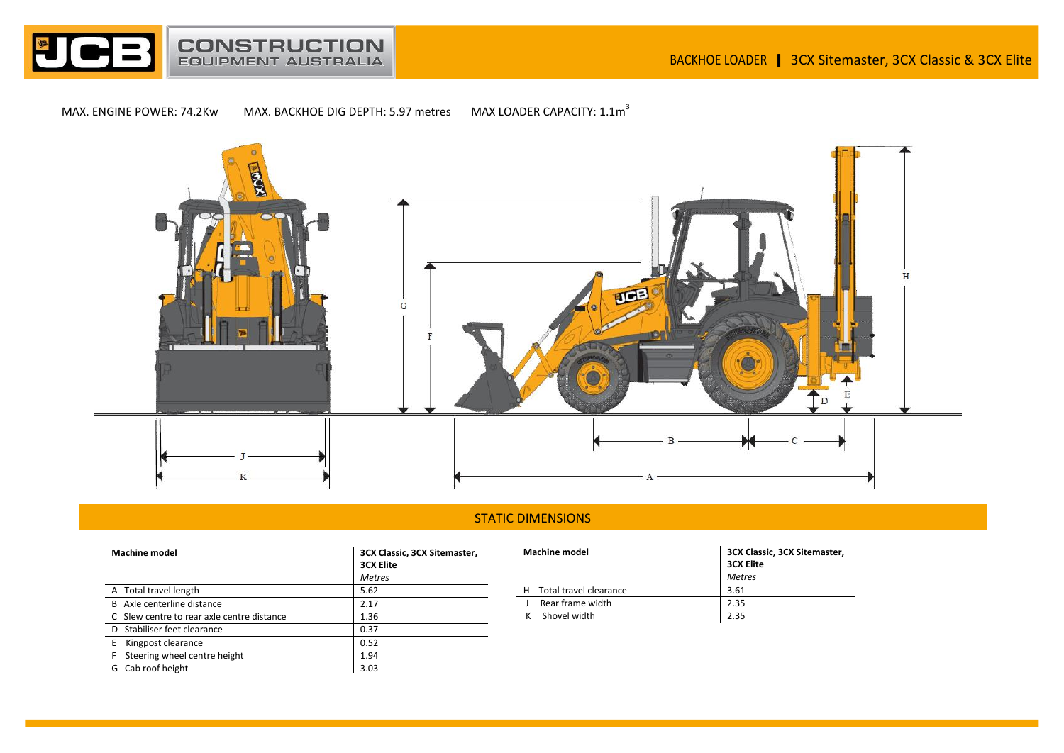# BACKHOE LOADER | 3CX Sitemaster, 3CX Classic & 3CX Elite

MAX. ENGINE POWER: 74.2Kw MAX. BACKHOE DIG DEPTH: 5.97 metres MAX LOADER CAPACITY: 1.1m$^3$

## STATIC DIMENSIONS

| Machine model | 3CX Classic, 3CX Sitemaster, 3CX Elite |
|---|---|
| | *Metres* |
| A Total travel length | 5.62 |
| B Axle centerline distance | 2.17 |
| C Slew centre to rear axle centre distance | 1.36 |
| D Stabiliser feet clearance | 0.37 |
| E Kingpost clearance | 0.52 |
| F Steering wheel centre height | 1.94 |
| G Cab roof height | 3.03 |

| Machine model | 3CX Classic, 3CX Sitemaster, 3CX Elite |
|---|---|
| | *Metres* |
| H Total travel clearance | 3.61 |
| J Rear frame width | 2.35 |
| K Shovel width | 2.35 |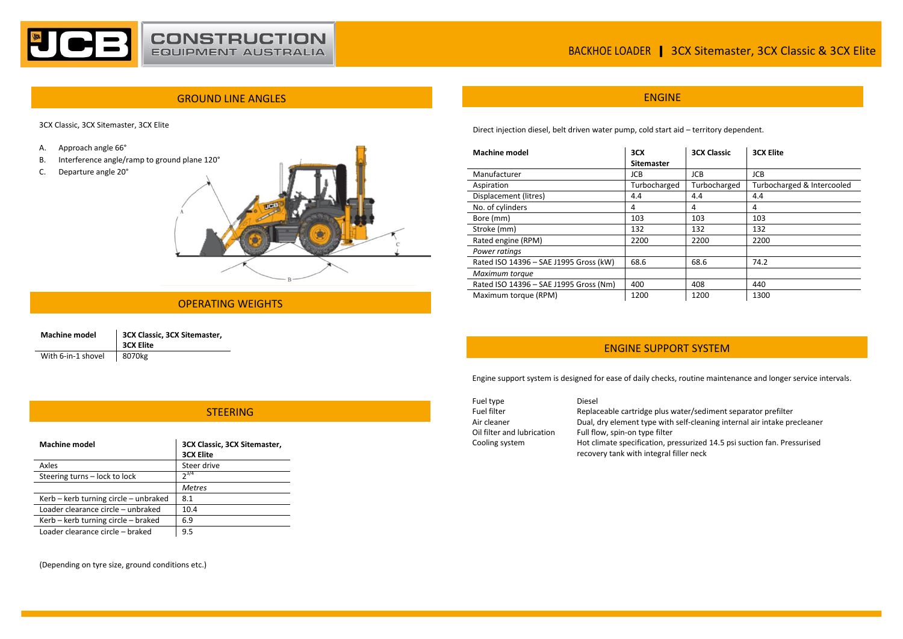# BACKHOE LOADER | 3CX Sitemaster, 3CX Classic & 3CX Elite

## GROUND LINE ANGLES

3CX Classic, 3CX Sitemaster, 3CX Elite

A. Approach angle 66°
B. Interference angle/ramp to ground plane 120°
C. Departure angle 20°

## OPERATING WEIGHTS

| Machine model | 3CX Classic, 3CX Sitemaster, 3CX Elite |
|---|---|
| With 6-in-1 shovel | 8070kg |

## STEERING

| Machine model | 3CX Classic, 3CX Sitemaster, 3CX Elite |
|---|---|
| Axles | Steer drive |
| Steering turns – lock to lock | $2^{3/4}$ |
| | *Metres* |
| Kerb – kerb turning circle – unbraked | 8.1 |
| Loader clearance circle – unbraked | 10.4 |
| Kerb – kerb turning circle – braked | 6.9 |
| Loader clearance circle – braked | 9.5 |

(Depending on tyre size, ground conditions etc.)

## ENGINE

Direct injection diesel, belt driven water pump, cold start aid – territory dependent.

| Machine model | 3CX Sitemaster | 3CX Classic | 3CX Elite |
|---|---|---|---|
| Manufacturer | JCB | JCB | JCB |
| Aspiration | Turbocharged | Turbocharged | Turbocharged & Intercooled |
| Displacement (litres) | 4.4 | 4.4 | 4.4 |
| No. of cylinders | 4 | 4 | 4 |
| Bore (mm) | 103 | 103 | 103 |
| Stroke (mm) | 132 | 132 | 132 |
| Rated engine (RPM) | 2200 | 2200 | 2200 |
| *Power ratings* | | | |
| Rated ISO 14396 – SAE J1995 Gross (kW) | 68.6 | 68.6 | 74.2 |
| *Maximum torque* | | | |
| Rated ISO 14396 – SAE J1995 Gross (Nm) | 400 | 408 | 440 |
| Maximum torque (RPM) | 1200 | 1200 | 1300 |

## ENGINE SUPPORT SYSTEM

Engine support system is designed for ease of daily checks, routine maintenance and longer service intervals.

| | |
|---|---|
| Fuel type | Diesel |
| Fuel filter | Replaceable cartridge plus water/sediment separator prefilter |
| Air cleaner | Dual, dry element type with self-cleaning internal air intake precleaner |
| Oil filter and lubrication | Full flow, spin-on type filter |
| Cooling system | Hot climate specification, pressurized 14.5 psi suction fan. Pressurised recovery tank with integral filler neck |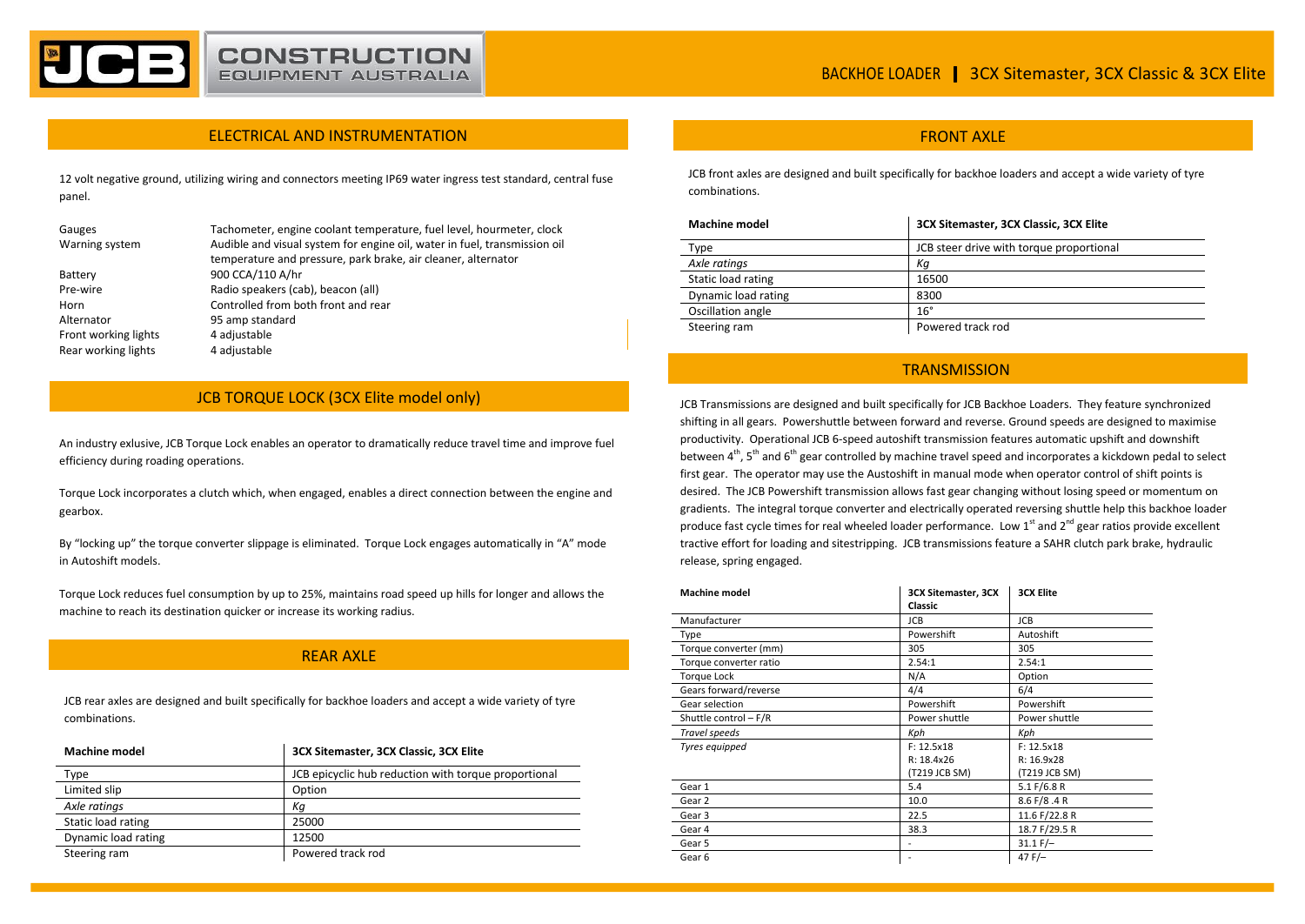## ELECTRICAL AND INSTRUMENTATION

12 volt negative ground, utilizing wiring and connectors meeting IP69 water ingress test standard, central fuse panel.

| | |
|---|---|
| Gauges | Tachometer, engine coolant temperature, fuel level, hourmeter, clock |
| Warning system | Audible and visual system for engine oil, water in fuel, transmission oil temperature and pressure, park brake, air cleaner, alternator |
| Battery | 900 CCA/110 A/hr |
| Pre-wire | Radio speakers (cab), beacon (all) |
| Horn | Controlled from both front and rear |
| Alternator | 95 amp standard |
| Front working lights | 4 adjustable |
| Rear working lights | 4 adjustable |

## JCB TORQUE LOCK (3CX Elite model only)

An industry exlusive, JCB Torque Lock enables an operator to dramatically reduce travel time and improve fuel efficiency during roading operations.

Torque Lock incorporates a clutch which, when engaged, enables a direct connection between the engine and gearbox.

By "locking up" the torque converter slippage is eliminated. Torque Lock engages automatically in "A" mode in Autoshift models.

Torque Lock reduces fuel consumption by up to 25%, maintains road speed up hills for longer and allows the machine to reach its destination quicker or increase its working radius.

## REAR AXLE

JCB rear axles are designed and built specifically for backhoe loaders and accept a wide variety of tyre combinations.

| Machine model | 3CX Sitemaster, 3CX Classic, 3CX Elite |
|---|---|
| Type | JCB epicyclic hub reduction with torque proportional |
| Limited slip | Option |
| *Axle ratings* | *Kg* |
| Static load rating | 25000 |
| Dynamic load rating | 12500 |
| Steering ram | Powered track rod |

## FRONT AXLE

JCB front axles are designed and built specifically for backhoe loaders and accept a wide variety of tyre combinations.

| Machine model | 3CX Sitemaster, 3CX Classic, 3CX Elite |
|---|---|
| Type | JCB steer drive with torque proportional |
| *Axle ratings* | *Kg* |
| Static load rating | 16500 |
| Dynamic load rating | 8300 |
| Oscillation angle | 16° |
| Steering ram | Powered track rod |

## TRANSMISSION

JCB Transmissions are designed and built specifically for JCB Backhoe Loaders. They feature synchronized shifting in all gears. Powershuttle between forward and reverse. Ground speeds are designed to maximise productivity. Operational JCB 6-speed autoshift transmission features automatic upshift and downshift between 4th, 5th and 6th gear controlled by machine travel speed and incorporates a kickdown pedal to select first gear. The operator may use the Autoshift in manual mode when operator control of shift points is desired. The JCB Powershift transmission allows fast gear changing without losing speed or momentum on gradients. The integral torque converter and electrically operated reversing shuttle help this backhoe loader produce fast cycle times for real wheeled loader performance. Low 1st and 2nd gear ratios provide excellent tractive effort for loading and sitestripping. JCB transmissions feature a SAHR clutch park brake, hydraulic release, spring engaged.

| Machine model | 3CX Sitemaster, 3CX Classic | 3CX Elite |
|---|---|---|
| Manufacturer | JCB | JCB |
| Type | Powershift | Autoshift |
| Torque converter (mm) | 305 | 305 |
| Torque converter ratio | 2.54:1 | 2.54:1 |
| Torque Lock | N/A | Option |
| Gears forward/reverse | 4/4 | 6/4 |
| Gear selection | Powershift | Powershift |
| Shuttle control – F/R | Power shuttle | Power shuttle |
| *Travel speeds* | *Kph* | *Kph* |
| *Tyres equipped* | F: 12.5x18<br>R: 18.4x26<br>(T219 JCB SM) | F: 12.5x18<br>R: 16.9x28<br>(T219 JCB SM) |
| Gear 1 | 5.4 | 5.1 F/6.8 R |
| Gear 2 | 10.0 | 8.6 F/8 .4 R |
| Gear 3 | 22.5 | 11.6 F/22.8 R |
| Gear 4 | 38.3 | 18.7 F/29.5 R |
| Gear 5 | - | 31.1 F/– |
| Gear 6 | - | 47 F/– |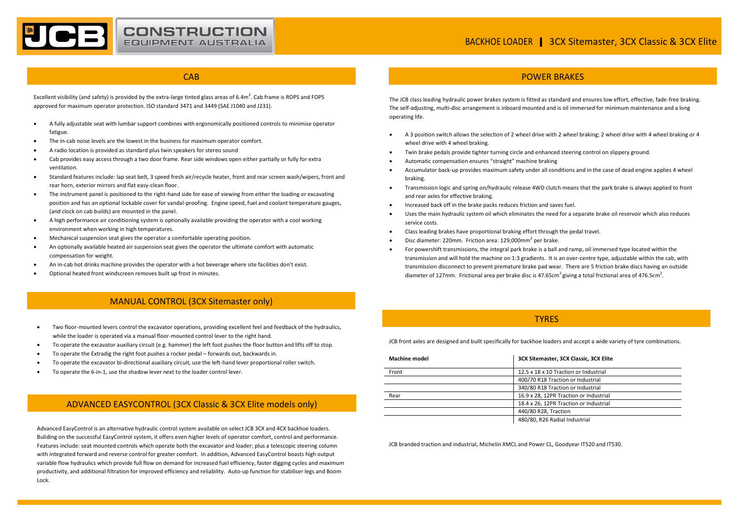# BACKHOE LOADER | 3CX Sitemaster, 3CX Classic & 3CX Elite

## CAB

Excellent visibility (and safety) is provided by the extra-large tinted glass areas of $6.4m^2$. Cab frame is ROPS and FOPS approved for maximum operator protection. ISO standard 3471 and 3449 (SAE J1040 and J231).

- A fully adjustable seat with lumbar support combines with ergonomically positioned controls to minimise operator fatigue.
- The in-cab noise levels are the lowest in the business for maximum operator comfort.
- A radio location is provided as standard plus twin speakers for stereo sound
- Cab provides easy access through a two door frame. Rear side windows open either partially or fully for extra ventilation.
- Standard features include: lap seat belt, 3 speed fresh air/recycle heater, front and rear screen wash/wipers, front and rear horn, exterior mirrors and flat easy-clean floor.
- The instrument panel is positioned to the right-hand side for ease of viewing from either the loading or excavating position and has an optional lockable cover for vandal-proofing. Engine speed, fuel and coolant temperature gauges, (and clock on cab builds) are mounted in the panel.
- A high performance air conditioning system is optionally available providing the operator with a cool working environment when working in high temperatures.
- Mechanical suspension seat gives the operator a comfortable operating position.
- An optionally available heated air suspension seat gives the operator the ultimate comfort with automatic compensation for weight.
- An in-cab hot drinks machine provides the operator with a hot beverage where site facilities don't exist.
- Optional heated front windscreen removes built up frost in minutes.

## MANUAL CONTROL (3CX Sitemaster only)

- Two floor-mounted levers control the excavator operations, providing excellent feel and feedback of the hydraulics, while the loader is operated via a manual floor-mounted control lever to the right hand.
- To operate the excavator auxiliary circuit (e.g. hammer) the left foot pushes the floor button and lifts off to stop.
- To operate the Extradig the right foot pushes a rocker pedal – forwards out, backwards in.
- To operate the excavator bi-directional auxiliary circuit, use the left-hand lever proportional roller switch.
- To operate the 6-in-1, use the shadow lever next to the loader control lever.

## ADVANCED EASYCONTROL (3CX Classic & 3CX Elite models only)

Advanced EasyControl is an alternative hydraulic control system available on select JCB 3CX and 4CX backhoe loaders. Buliding on the successful EasyControl system, it offers even higher levels of operator comfort, control and performance. Features include: seat mounted controls which operate both the excavator and loader; plus a telescopic steering column with integrated forward and reverse control for greater comfort. In addition, Advanced EasyControl boasts high output variable flow hydraulics which provide full flow on demand for increased fuel efficiency, faster digging cycles and maximum productivity, and additional filtration for improved efficiency and reliability. Auto-up function for stabiliser legs and Boom Lock.

## POWER BRAKES

The JCB class leading hydraulic power brakes system is fitted as standard and ensures low effort, effective, fade-free braking. The self-adjusting, multi-disc arrangement is inboard mounted and is oil immersed for minimum maintenance and a long operating life.

- A 3 position switch allows the selection of 2 wheel drive with 2 wheel braking; 2 wheel drive with 4 wheel braking or 4 wheel drive with 4 wheel braking.
- Twin brake pedals provide tighter turning circle and enhanced steering control on slippery ground.
- Automatic compensation ensures "straight" machine braking
- Accumulator back-up provides maximum safety under all conditions and in the case of dead engine applies 4 wheel braking.
- Transmission logic and spring on/hydraulic release 4WD clutch means that the park brake is always applied to front and rear axles for effective braking.
- Increased back off in the brake packs reduces friction and saves fuel.
- Uses the main hydraulic system oil which eliminates the need for a separate brake oil reservoir which also reduces service costs.
- Class leading brakes have proportional braking effort through the pedal travel.
- Disc diameter: 220mm. Friction area: $129{,}000mm^2$ per brake.
- For powershift transmissions, the integral park brake is a ball and ramp, oil immersed type located within the transmission and will hold the machine on 1:3 gradients. It is an over-centre type, adjustable within the cab, with transmission disconnect to prevent premature brake pad wear. There are 5 friction brake discs having an outside diameter of 127mm. Frictional area per brake disc is $47.65cm^2$ giving a total frictional area of $476.5cm^2$.

## TYRES

JCB front axles are designed and built specifically for backhoe loaders and accept a wide variety of tyre combinations.

| Machine model | 3CX Sitemaster, 3CX Classic, 3CX Elite |
|---|---|
| Front | 12.5 x 18 x 10 Traction or Industrial |
| | 400/70 R18 Traction or Industrial |
| | 340/80 R18 Traction or Industrial |
| Rear | 16.9 x 28, 12PR Traction or Industrial |
| | 18.4 x 26, 12PR Traction or Industrial |
| | 440/80 R28, Traction |
| | 480/80, R26 Radial Industrial |

JCB branded traction and industrial, Michelin XMCL and Power CL, Goodyear IT520 and IT530.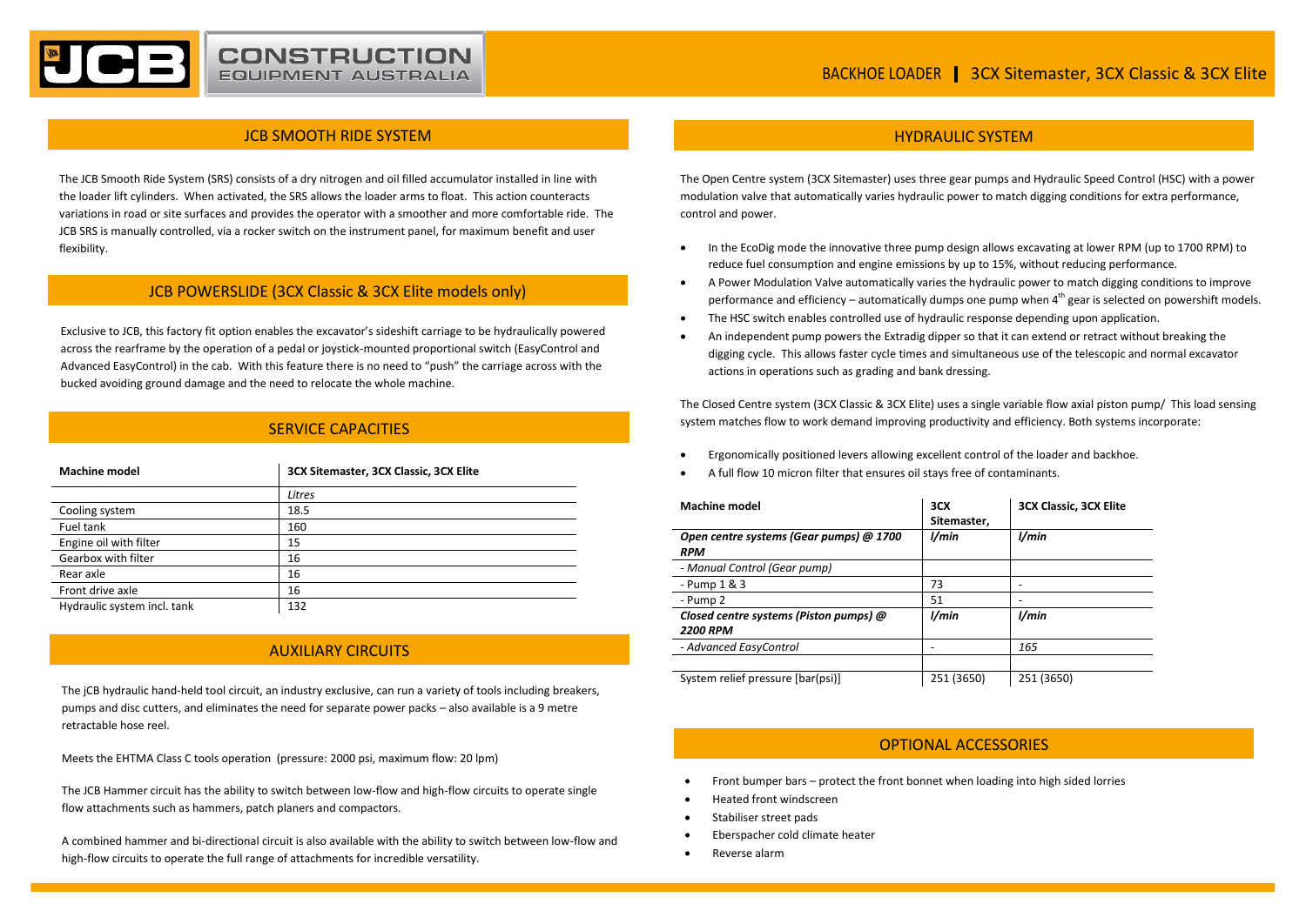## JCB SMOOTH RIDE SYSTEM

The JCB Smooth Ride System (SRS) consists of a dry nitrogen and oil filled accumulator installed in line with the loader lift cylinders. When activated, the SRS allows the loader arms to float. This action counteracts variations in road or site surfaces and provides the operator with a smoother and more comfortable ride. The JCB SRS is manually controlled, via a rocker switch on the instrument panel, for maximum benefit and user flexibility.

## JCB POWERSLIDE (3CX Classic & 3CX Elite models only)

Exclusive to JCB, this factory fit option enables the excavator's sideshift carriage to be hydraulically powered across the rearframe by the operation of a pedal or joystick-mounted proportional switch (EasyControl and Advanced EasyControl) in the cab. With this feature there is no need to "push" the carriage across with the bucked avoiding ground damage and the need to relocate the whole machine.

## SERVICE CAPACITIES

| **Machine model** | **3CX Sitemaster, 3CX Classic, 3CX Elite** |
|---|---|
| | *Litres* |
| Cooling system | 18.5 |
| Fuel tank | 160 |
| Engine oil with filter | 15 |
| Gearbox with filter | 16 |
| Rear axle | 16 |
| Front drive axle | 16 |
| Hydraulic system incl. tank | 132 |

## AUXILIARY CIRCUITS

The jCB hydraulic hand-held tool circuit, an industry exclusive, can run a variety of tools including breakers, pumps and disc cutters, and eliminates the need for separate power packs – also available is a 9 metre retractable hose reel.

Meets the EHTMA Class C tools operation (pressure: 2000 psi, maximum flow: 20 lpm)

The JCB Hammer circuit has the ability to switch between low-flow and high-flow circuits to operate single flow attachments such as hammers, patch planers and compactors.

A combined hammer and bi-directional circuit is also available with the ability to switch between low-flow and high-flow circuits to operate the full range of attachments for incredible versatility.

## HYDRAULIC SYSTEM

The Open Centre system (3CX Sitemaster) uses three gear pumps and Hydraulic Speed Control (HSC) with a power modulation valve that automatically varies hydraulic power to match digging conditions for extra performance, control and power.

- In the EcoDig mode the innovative three pump design allows excavating at lower RPM (up to 1700 RPM) to reduce fuel consumption and engine emissions by up to 15%, without reducing performance.
- A Power Modulation Valve automatically varies the hydraulic power to match digging conditions to improve performance and efficiency – automatically dumps one pump when 4th gear is selected on powershift models.
- The HSC switch enables controlled use of hydraulic response depending upon application.
- An independent pump powers the Extradig dipper so that it can extend or retract without breaking the digging cycle. This allows faster cycle times and simultaneous use of the telescopic and normal excavator actions in operations such as grading and bank dressing.

The Closed Centre system (3CX Classic & 3CX Elite) uses a single variable flow axial piston pump/ This load sensing system matches flow to work demand improving productivity and efficiency. Both systems incorporate:

- Ergonomically positioned levers allowing excellent control of the loader and backhoe.
- A full flow 10 micron filter that ensures oil stays free of contaminants.

| **Machine model** | **3CX Sitemaster,** | **3CX Classic, 3CX Elite** |
|---|---|---|
| ***Open centre systems (Gear pumps) @ 1700 RPM*** | ***l/min*** | ***l/min*** |
| *- Manual Control (Gear pump)* | | |
| - Pump 1 & 3 | 73 | - |
| - Pump 2 | 51 | - |
| ***Closed centre systems (Piston pumps) @ 2200 RPM*** | ***l/min*** | ***l/min*** |
| *- Advanced EasyControl* | - | *165* |
| | | |
| System relief pressure [bar(psi)] | 251 (3650) | 251 (3650) |

## OPTIONAL ACCESSORIES

- Front bumper bars – protect the front bonnet when loading into high sided lorries
- Heated front windscreen
- Stabiliser street pads
- Eberspacher cold climate heater
- Reverse alarm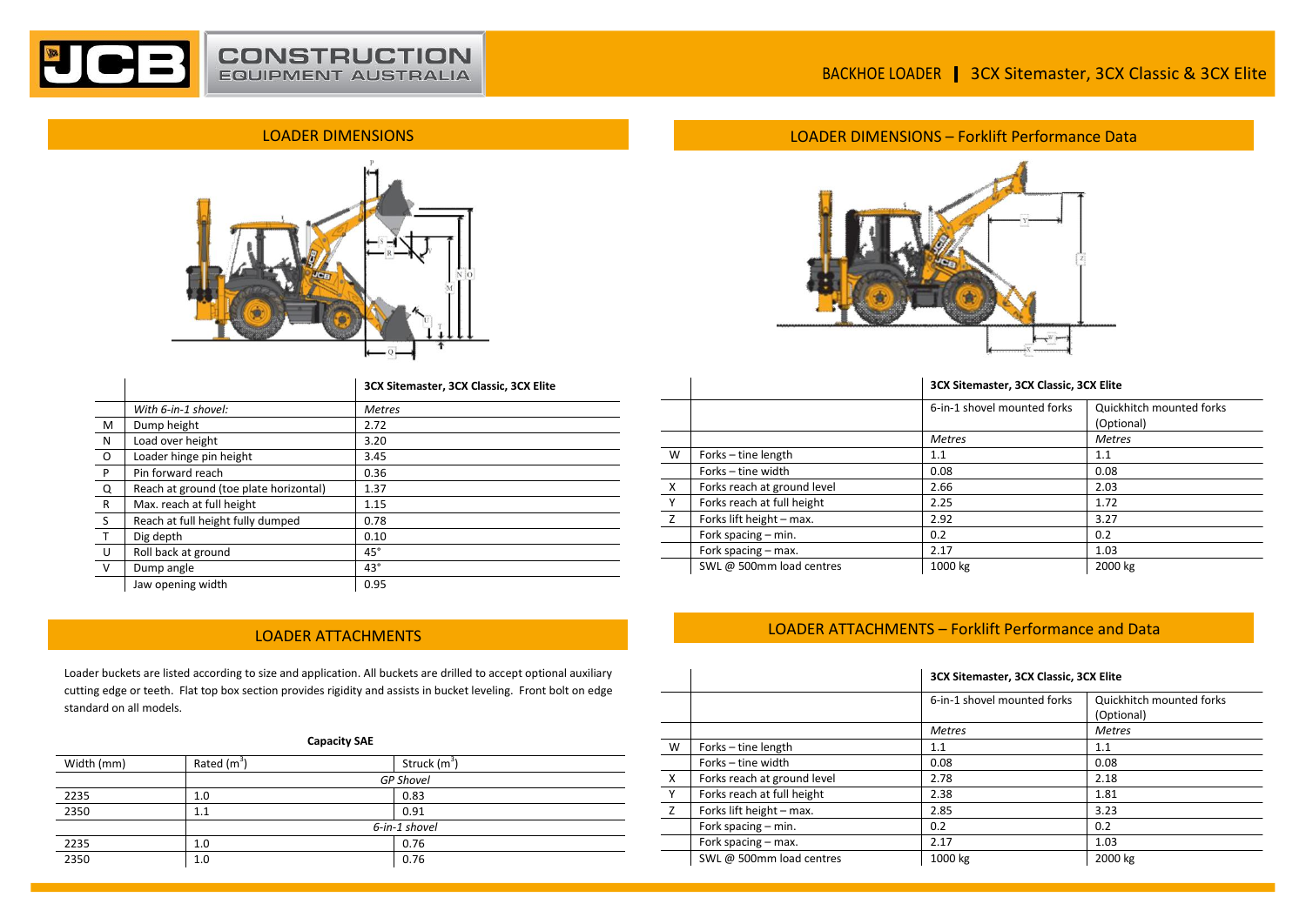## LOADER DIMENSIONS

| | | 3CX Sitemaster, 3CX Classic, 3CX Elite |
|---|---|---|
| | *With 6-in-1 shovel:* | *Metres* |
| M | Dump height | 2.72 |
| N | Load over height | 3.20 |
| O | Loader hinge pin height | 3.45 |
| P | Pin forward reach | 0.36 |
| Q | Reach at ground (toe plate horizontal) | 1.37 |
| R | Max. reach at full height | 1.15 |
| S | Reach at full height fully dumped | 0.78 |
| T | Dig depth | 0.10 |
| U | Roll back at ground | 45° |
| V | Dump angle | 43° |
| | Jaw opening width | 0.95 |

## LOADER DIMENSIONS – Forklift Performance Data

| | | 3CX Sitemaster, 3CX Classic, 3CX Elite | |
|---|---|---|---|
| | | 6-in-1 shovel mounted forks | Quickhitch mounted forks (Optional) |
| | | *Metres* | *Metres* |
| W | Forks – tine length | 1.1 | 1.1 |
| | Forks – tine width | 0.08 | 0.08 |
| X | Forks reach at ground level | 2.66 | 2.03 |
| Y | Forks reach at full height | 2.25 | 1.72 |
| Z | Forks lift height – max. | 2.92 | 3.27 |
| | Fork spacing – min. | 0.2 | 0.2 |
| | Fork spacing – max. | 2.17 | 1.03 |
| | SWL @ 500mm load centres | 1000 kg | 2000 kg |

## LOADER ATTACHMENTS

Loader buckets are listed according to size and application. All buckets are drilled to accept optional auxiliary cutting edge or teeth. Flat top box section provides rigidity and assists in bucket leveling. Front bolt on edge standard on all models.

**Capacity SAE**

| Width (mm) | Rated ($m^3$) | Struck ($m^3$) |
|---|---|---|
| | *GP Shovel* | |
| 2235 | 1.0 | 0.83 |
| 2350 | 1.1 | 0.91 |
| | *6-in-1 shovel* | |
| 2235 | 1.0 | 0.76 |
| 2350 | 1.0 | 0.76 |

## LOADER ATTACHMENTS – Forklift Performance and Data

| | | 3CX Sitemaster, 3CX Classic, 3CX Elite | |
|---|---|---|---|
| | | 6-in-1 shovel mounted forks | Quickhitch mounted forks (Optional) |
| | | *Metres* | *Metres* |
| W | Forks – tine length | 1.1 | 1.1 |
| | Forks – tine width | 0.08 | 0.08 |
| X | Forks reach at ground level | 2.78 | 2.18 |
| Y | Forks reach at full height | 2.38 | 1.81 |
| Z | Forks lift height – max. | 2.85 | 3.23 |
| | Fork spacing – min. | 0.2 | 0.2 |
| | Fork spacing – max. | 2.17 | 1.03 |
| | SWL @ 500mm load centres | 1000 kg | 2000 kg |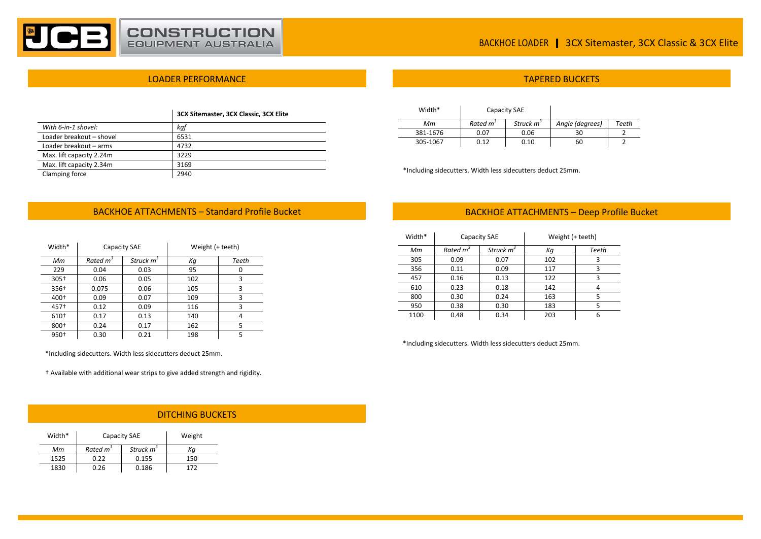## LOADER PERFORMANCE

| | 3CX Sitemaster, 3CX Classic, 3CX Elite |
|---|---|
| *With 6-in-1 shovel:* | *kgf* |
| Loader breakout – shovel | 6531 |
| Loader breakout – arms | 4732 |
| Max. lift capacity 2.24m | 3229 |
| Max. lift capacity 2.34m | 3169 |
| Clamping force | 2940 |

## BACKHOE ATTACHMENTS – Standard Profile Bucket

| Width* | Capacity SAE | | Weight (+ teeth) | |
|---|---|---|---|---|
| *Mm* | *Rated $m^3$* | *Struck $m^3$* | *Kg* | *Teeth* |
| 229 | 0.04 | 0.03 | 95 | 0 |
| 305† | 0.06 | 0.05 | 102 | 3 |
| 356† | 0.075 | 0.06 | 105 | 3 |
| 400† | 0.09 | 0.07 | 109 | 3 |
| 457† | 0.12 | 0.09 | 116 | 3 |
| 610† | 0.17 | 0.13 | 140 | 4 |
| 800† | 0.24 | 0.17 | 162 | 5 |
| 950† | 0.30 | 0.21 | 198 | 5 |

*Including sidecutters. Width less sidecutters deduct 25mm.

† Available with additional wear strips to give added strength and rigidity.

## DITCHING BUCKETS

| Width* | Capacity SAE | | Weight |
|---|---|---|---|
| *Mm* | *Rated $m^3$* | *Struck $m^3$* | *Kg* |
| 1525 | 0.22 | 0.155 | 150 |
| 1830 | 0.26 | 0.186 | 172 |

## TAPERED BUCKETS

| Width* | Capacity SAE | | | |
|---|---|---|---|---|
| *Mm* | *Rated $m^3$* | *Struck $m^3$* | *Angle (degrees)* | *Teeth* |
| 381-1676 | 0.07 | 0.06 | 30 | 2 |
| 305-1067 | 0.12 | 0.10 | 60 | 2 |

*Including sidecutters. Width less sidecutters deduct 25mm.

## BACKHOE ATTACHMENTS – Deep Profile Bucket

| Width* | Capacity SAE | | Weight (+ teeth) | |
|---|---|---|---|---|
| *Mm* | *Rated $m^3$* | *Struck $m^3$* | *Kg* | *Teeth* |
| 305 | 0.09 | 0.07 | 102 | 3 |
| 356 | 0.11 | 0.09 | 117 | 3 |
| 457 | 0.16 | 0.13 | 122 | 3 |
| 610 | 0.23 | 0.18 | 142 | 4 |
| 800 | 0.30 | 0.24 | 163 | 5 |
| 950 | 0.38 | 0.30 | 183 | 5 |
| 1100 | 0.48 | 0.34 | 203 | 6 |

*Including sidecutters. Width less sidecutters deduct 25mm.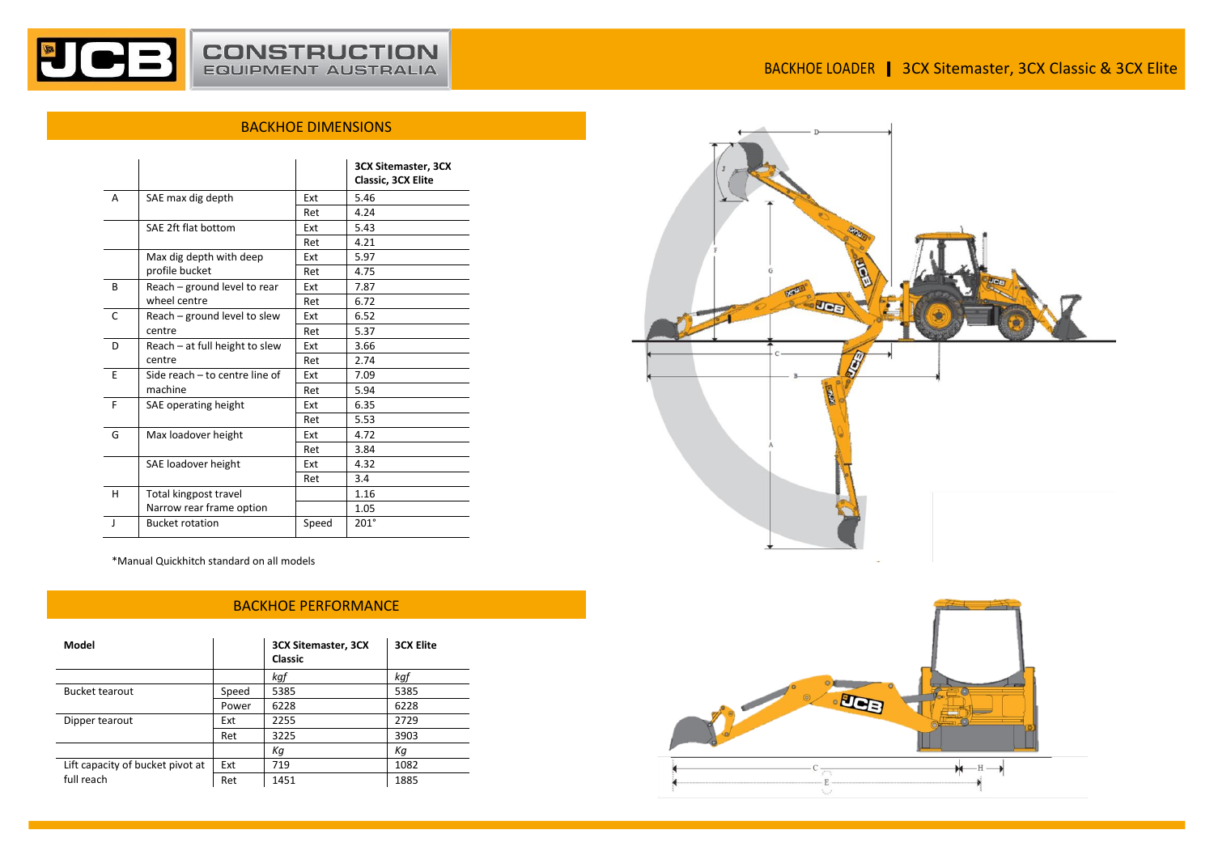BACKHOE LOADER | 3CX Sitemaster, 3CX Classic & 3CX Elite

## BACKHOE DIMENSIONS

| | | | 3CX Sitemaster, 3CX Classic, 3CX Elite |
|---|---|---|---|
| A | SAE max dig depth | Ext | 5.46 |
| | | Ret | 4.24 |
| | SAE 2ft flat bottom | Ext | 5.43 |
| | | Ret | 4.21 |
| | Max dig depth with deep profile bucket | Ext | 5.97 |
| | | Ret | 4.75 |
| B | Reach – ground level to rear wheel centre | Ext | 7.87 |
| | | Ret | 6.72 |
| C | Reach – ground level to slew centre | Ext | 6.52 |
| | | Ret | 5.37 |
| D | Reach – at full height to slew centre | Ext | 3.66 |
| | | Ret | 2.74 |
| E | Side reach – to centre line of machine | Ext | 7.09 |
| | | Ret | 5.94 |
| F | SAE operating height | Ext | 6.35 |
| | | Ret | 5.53 |
| G | Max loadover height | Ext | 4.72 |
| | | Ret | 3.84 |
| | SAE loadover height | Ext | 4.32 |
| | | Ret | 3.4 |
| H | Total kingpost travel | | 1.16 |
| | Narrow rear frame option | | 1.05 |
| J | Bucket rotation | Speed | 201° |

*Manual Quickhitch standard on all models

## BACKHOE PERFORMANCE

| Model | | 3CX Sitemaster, 3CX Classic | 3CX Elite |
|---|---|---|---|
| | | *kgf* | *kgf* |
| Bucket tearout | Speed | 5385 | 5385 |
| | Power | 6228 | 6228 |
| Dipper tearout | Ext | 2255 | 2729 |
| | Ret | 3225 | 3903 |
| | | *Kg* | *Kg* |
| Lift capacity of bucket pivot at full reach | Ext | 719 | 1082 |
| | Ret | 1451 | 1885 |